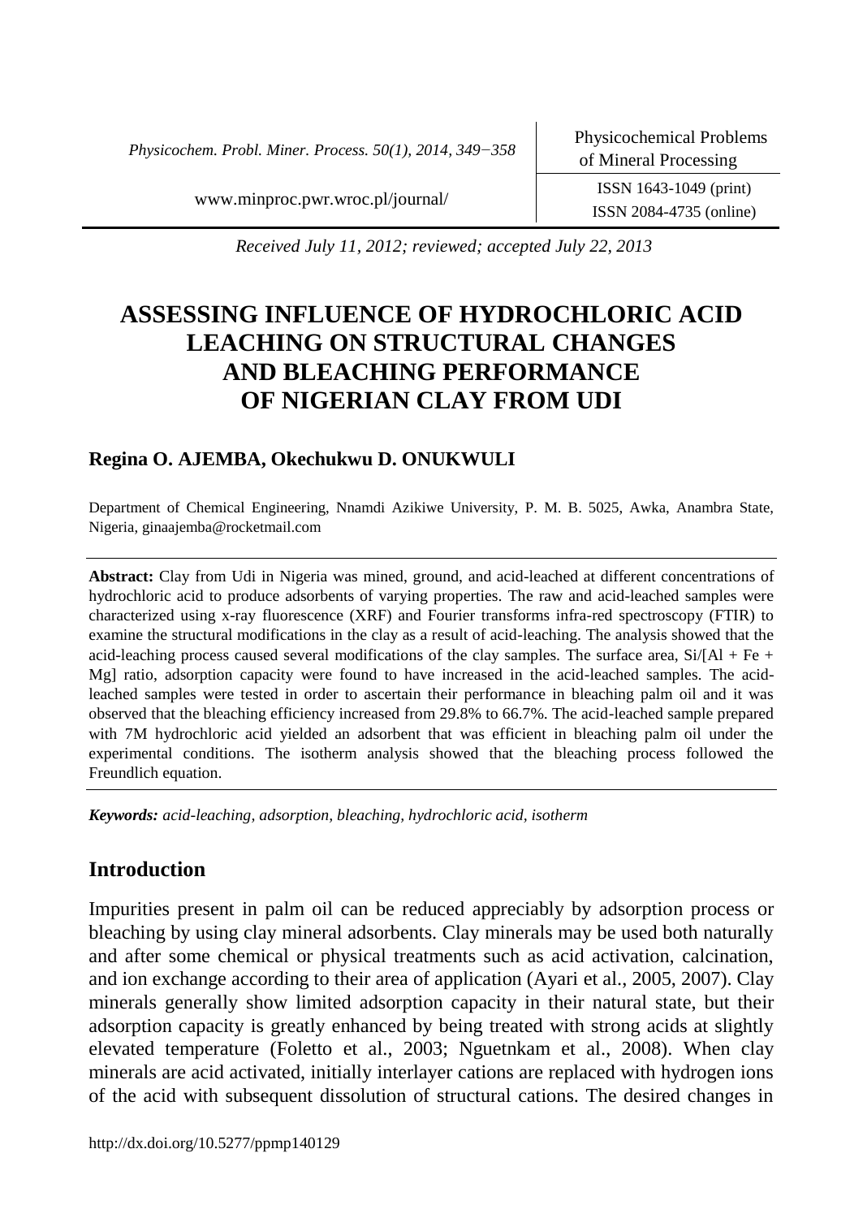*Received July 11, 2012; reviewed; accepted July 22, 2013*

# ASSESSING INFLUENCE OF HYDROCHLORIC ACID LEACHING ON STRUCTURAL CHANGES AND BLEACHING PERFORMANCE OF NIGERIAN CLAY FROM UDI

**Regina O. AJEMBA, Okechukwu D. ONUKWULI**

Department of Chemical Engineering, Nnamdi Azikiwe University, P. M. B. 5025, Awka, Anambra State, Nigeria, ginaajemba@rocketmail.com

**Abstract:** Clay from Udi in Nigeria was mined, ground, and acid-leached at different concentrations of hydrochloric acid to produce adsorbents of varying properties. The raw and acid-leached samples were characterized using x-ray fluorescence (XRF) and Fourier transforms infra-red spectroscopy (FTIR) to examine the structural modifications in the clay as a result of acid-leaching. The analysis showed that the acid-leaching process caused several modifications of the clay samples. The surface area, Si/[Al + Fe + Mg] ratio, adsorption capacity were found to have increased in the acid-leached samples. The acid-leached samples were tested in order to ascertain their performance in bleaching palm oil and it was observed that the bleaching efficiency increased from 29.8% to 66.7%. The acid-leached sample prepared with 7M hydrochloric acid yielded an adsorbent that was efficient in bleaching palm oil under the experimental conditions. The isotherm analysis showed that the bleaching process followed the Freundlich equation.

***Keywords:** acid-leaching, adsorption, bleaching, hydrochloric acid, isotherm*

## Introduction

Impurities present in palm oil can be reduced appreciably by adsorption process or bleaching by using clay mineral adsorbents. Clay minerals may be used both naturally and after some chemical or physical treatments such as acid activation, calcination, and ion exchange according to their area of application (Ayari et al., 2005, 2007). Clay minerals generally show limited adsorption capacity in their natural state, but their adsorption capacity is greatly enhanced by being treated with strong acids at slightly elevated temperature (Foletto et al., 2003; Nguetnkam et al., 2008). When clay minerals are acid activated, initially interlayer cations are replaced with hydrogen ions of the acid with subsequent dissolution of structural cations. The desired changes in

http://dx.doi.org/10.5277/ppmp140129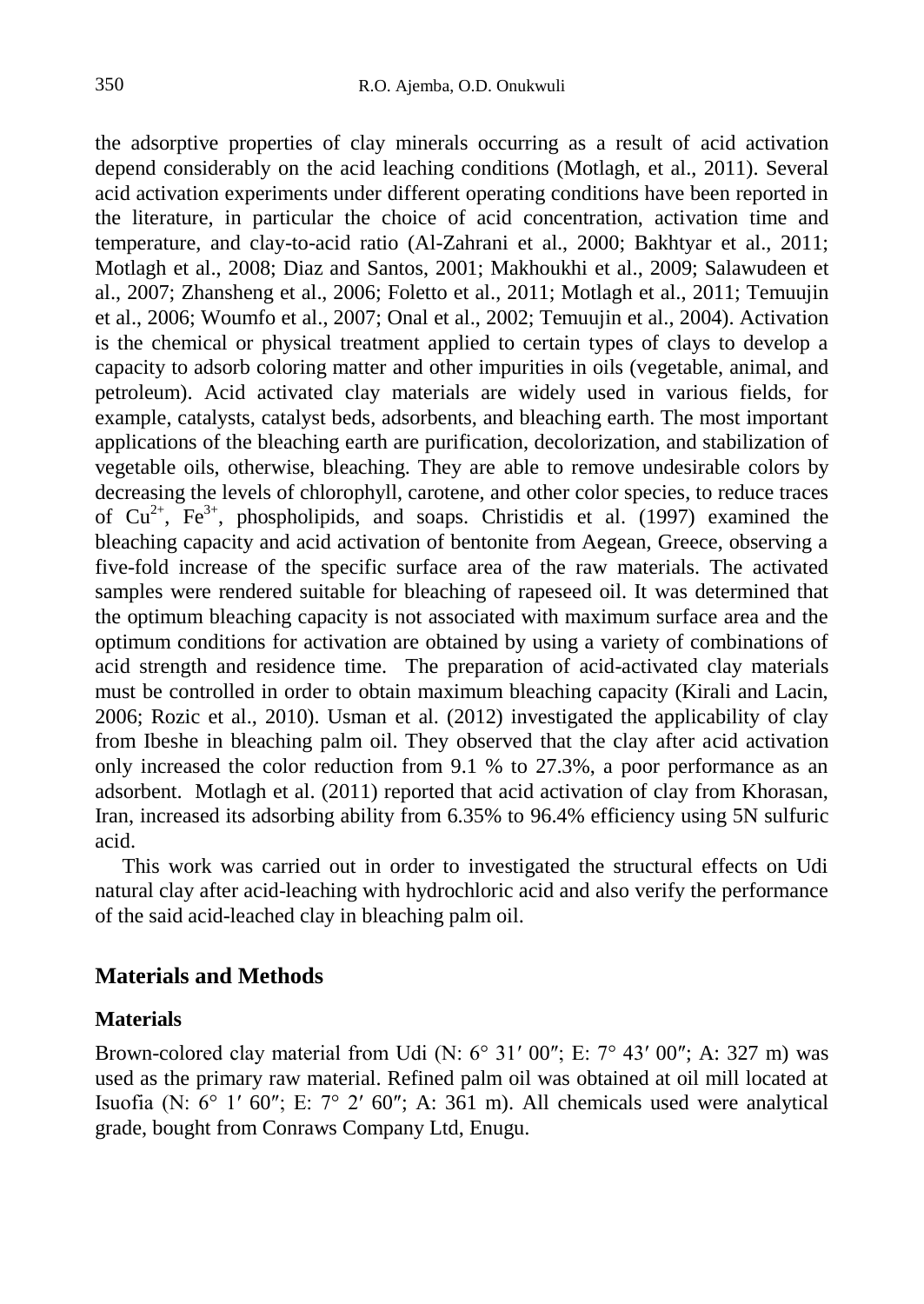the adsorptive properties of clay minerals occurring as a result of acid activation depend considerably on the acid leaching conditions (Motlagh, et al., 2011). Several acid activation experiments under different operating conditions have been reported in the literature, in particular the choice of acid concentration, activation time and temperature, and clay-to-acid ratio (Al-Zahrani et al., 2000; Bakhtyar et al., 2011; Motlagh et al., 2008; Diaz and Santos, 2001; Makhoukhi et al., 2009; Salawudeen et al., 2007; Zhansheng et al., 2006; Foletto et al., 2011; Motlagh et al., 2011; Temuujin et al., 2006; Woumfo et al., 2007; Onal et al., 2002; Temuujin et al., 2004). Activation is the chemical or physical treatment applied to certain types of clays to develop a capacity to adsorb coloring matter and other impurities in oils (vegetable, animal, and petroleum). Acid activated clay materials are widely used in various fields, for example, catalysts, catalyst beds, adsorbents, and bleaching earth. The most important applications of the bleaching earth are purification, decolorization, and stabilization of vegetable oils, otherwise, bleaching. They are able to remove undesirable colors by decreasing the levels of chlorophyll, carotene, and other color species, to reduce traces of $Cu^{2+}$, $Fe^{3+}$, phospholipids, and soaps. Christidis et al. (1997) examined the bleaching capacity and acid activation of bentonite from Aegean, Greece, observing a five-fold increase of the specific surface area of the raw materials. The activated samples were rendered suitable for bleaching of rapeseed oil. It was determined that the optimum bleaching capacity is not associated with maximum surface area and the optimum conditions for activation are obtained by using a variety of combinations of acid strength and residence time. The preparation of acid-activated clay materials must be controlled in order to obtain maximum bleaching capacity (Kirali and Lacin, 2006; Rozic et al., 2010). Usman et al. (2012) investigated the applicability of clay from Ibeshe in bleaching palm oil. They observed that the clay after acid activation only increased the color reduction from 9.1 % to 27.3%, a poor performance as an adsorbent. Motlagh et al. (2011) reported that acid activation of clay from Khorasan, Iran, increased its adsorbing ability from 6.35% to 96.4% efficiency using 5N sulfuric acid.

This work was carried out in order to investigated the structural effects on Udi natural clay after acid-leaching with hydrochloric acid and also verify the performance of the said acid-leached clay in bleaching palm oil.

## Materials and Methods

### Materials

Brown-colored clay material from Udi (N: 6° 31′ 00″; E: 7° 43′ 00″; A: 327 m) was used as the primary raw material. Refined palm oil was obtained at oil mill located at Isuofia (N: 6° 1′ 60″; E: 7° 2′ 60″; A: 361 m). All chemicals used were analytical grade, bought from Conraws Company Ltd, Enugu.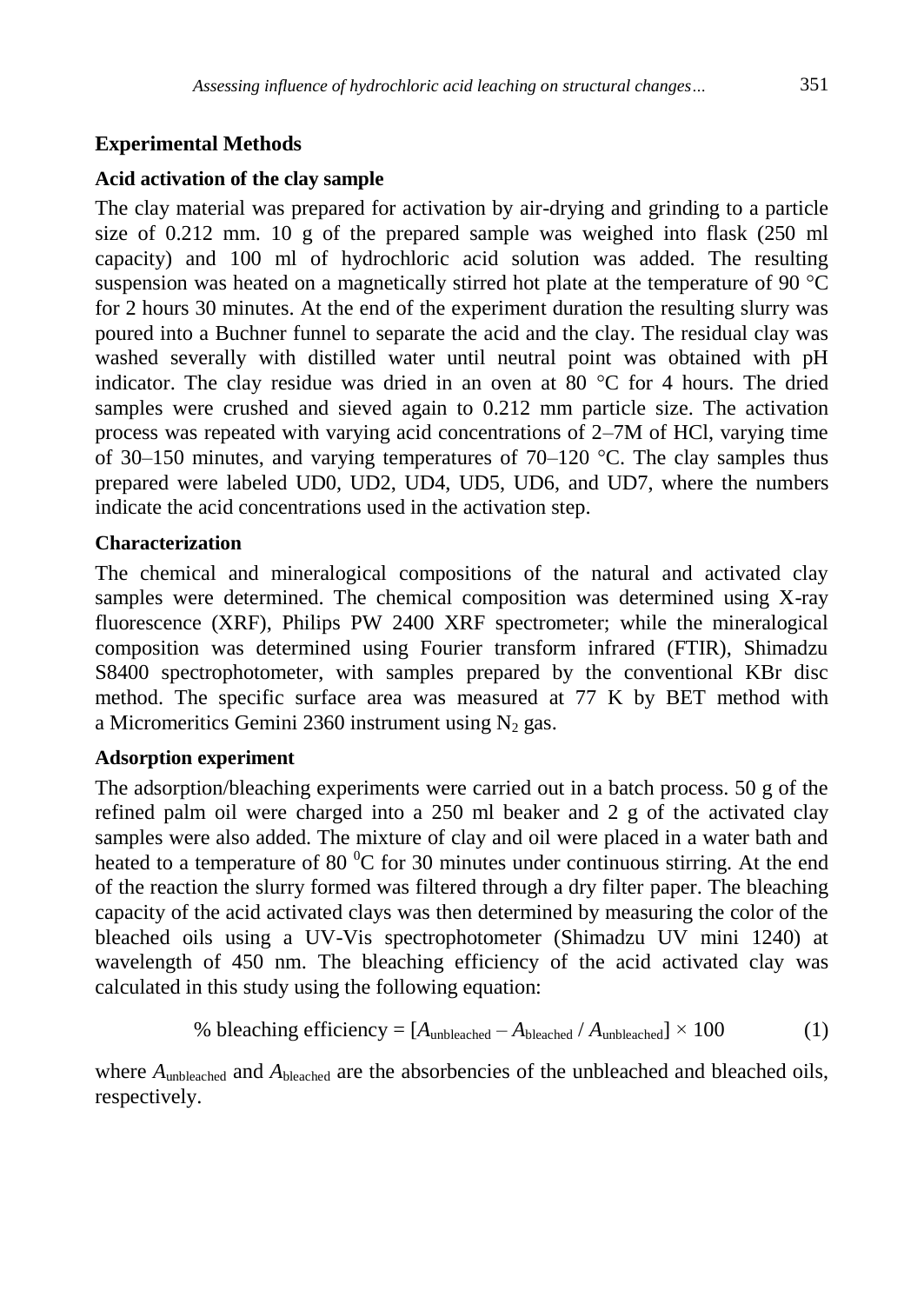## Experimental Methods

### Acid activation of the clay sample

The clay material was prepared for activation by air-drying and grinding to a particle size of 0.212 mm. 10 g of the prepared sample was weighed into flask (250 ml capacity) and 100 ml of hydrochloric acid solution was added. The resulting suspension was heated on a magnetically stirred hot plate at the temperature of 90 °C for 2 hours 30 minutes. At the end of the experiment duration the resulting slurry was poured into a Buchner funnel to separate the acid and the clay. The residual clay was washed severally with distilled water until neutral point was obtained with pH indicator. The clay residue was dried in an oven at 80 °C for 4 hours. The dried samples were crushed and sieved again to 0.212 mm particle size. The activation process was repeated with varying acid concentrations of 2–7M of HCl, varying time of 30–150 minutes, and varying temperatures of 70–120 °C. The clay samples thus prepared were labeled UD0, UD2, UD4, UD5, UD6, and UD7, where the numbers indicate the acid concentrations used in the activation step.

### Characterization

The chemical and mineralogical compositions of the natural and activated clay samples were determined. The chemical composition was determined using X-ray fluorescence (XRF), Philips PW 2400 XRF spectrometer; while the mineralogical composition was determined using Fourier transform infrared (FTIR), Shimadzu S8400 spectrophotometer, with samples prepared by the conventional KBr disc method. The specific surface area was measured at 77 K by BET method with a Micromeritics Gemini 2360 instrument using $N_2$ gas.

### Adsorption experiment

The adsorption/bleaching experiments were carried out in a batch process. 50 g of the refined palm oil were charged into a 250 ml beaker and 2 g of the activated clay samples were also added. The mixture of clay and oil were placed in a water bath and heated to a temperature of 80 $^0$C for 30 minutes under continuous stirring. At the end of the reaction the slurry formed was filtered through a dry filter paper. The bleaching capacity of the acid activated clays was then determined by measuring the color of the bleached oils using a UV-Vis spectrophotometer (Shimadzu UV mini 1240) at wavelength of 450 nm. The bleaching efficiency of the acid activated clay was calculated in this study using the following equation:

$$\% \text{ bleaching efficiency} = [A_{\text{unbleached}} - A_{\text{bleached}} / A_{\text{unbleached}}] \times 100 \qquad (1)$$

where $A_{\text{unbleached}}$ and $A_{\text{bleached}}$ are the absorbencies of the unbleached and bleached oils, respectively.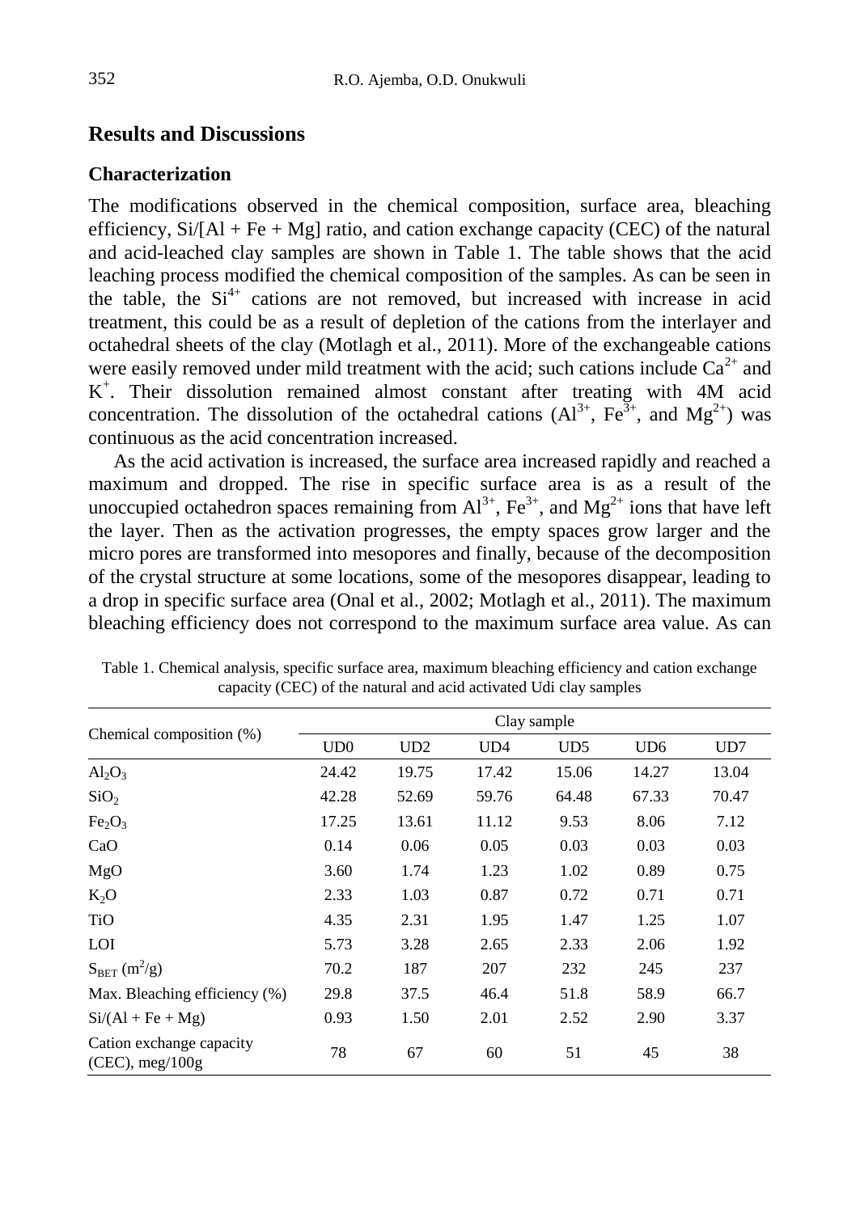## Results and Discussions

### Characterization

The modifications observed in the chemical composition, surface area, bleaching efficiency, Si/[Al + Fe + Mg] ratio, and cation exchange capacity (CEC) of the natural and acid-leached clay samples are shown in Table 1. The table shows that the acid leaching process modified the chemical composition of the samples. As can be seen in the table, the $Si^{4+}$ cations are not removed, but increased with increase in acid treatment, this could be as a result of depletion of the cations from the interlayer and octahedral sheets of the clay (Motlagh et al., 2011). More of the exchangeable cations were easily removed under mild treatment with the acid; such cations include $Ca^{2+}$ and $K^{+}$. Their dissolution remained almost constant after treating with 4M acid concentration. The dissolution of the octahedral cations ($Al^{3+}$, $Fe^{3+}$, and $Mg^{2+}$) was continuous as the acid concentration increased.

As the acid activation is increased, the surface area increased rapidly and reached a maximum and dropped. The rise in specific surface area is as a result of the unoccupied octahedron spaces remaining from $Al^{3+}$, $Fe^{3+}$, and $Mg^{2+}$ ions that have left the layer. Then as the activation progresses, the empty spaces grow larger and the micro pores are transformed into mesopores and finally, because of the decomposition of the crystal structure at some locations, some of the mesopores disappear, leading to a drop in specific surface area (Onal et al., 2002; Motlagh et al., 2011). The maximum bleaching efficiency does not correspond to the maximum surface area value. As can

Table 1. Chemical analysis, specific surface area, maximum bleaching efficiency and cation exchange capacity (CEC) of the natural and acid activated Udi clay samples

| Chemical composition (%) | Clay sample | | | | | |
|---|---|---|---|---|---|---|
| | UD0 | UD2 | UD4 | UD5 | UD6 | UD7 |
| $Al_2O_3$ | 24.42 | 19.75 | 17.42 | 15.06 | 14.27 | 13.04 |
| $SiO_2$ | 42.28 | 52.69 | 59.76 | 64.48 | 67.33 | 70.47 |
| $Fe_2O_3$ | 17.25 | 13.61 | 11.12 | 9.53 | 8.06 | 7.12 |
| CaO | 0.14 | 0.06 | 0.05 | 0.03 | 0.03 | 0.03 |
| MgO | 3.60 | 1.74 | 1.23 | 1.02 | 0.89 | 0.75 |
| $K_2O$ | 2.33 | 1.03 | 0.87 | 0.72 | 0.71 | 0.71 |
| TiO | 4.35 | 2.31 | 1.95 | 1.47 | 1.25 | 1.07 |
| LOI | 5.73 | 3.28 | 2.65 | 2.33 | 2.06 | 1.92 |
| $S_{BET}$ ($m^2/g$) | 70.2 | 187 | 207 | 232 | 245 | 237 |
| Max. Bleaching efficiency (%) | 29.8 | 37.5 | 46.4 | 51.8 | 58.9 | 66.7 |
| Si/(Al + Fe + Mg) | 0.93 | 1.50 | 2.01 | 2.52 | 2.90 | 3.37 |
| Cation exchange capacity (CEC), meg/100g | 78 | 67 | 60 | 51 | 45 | 38 |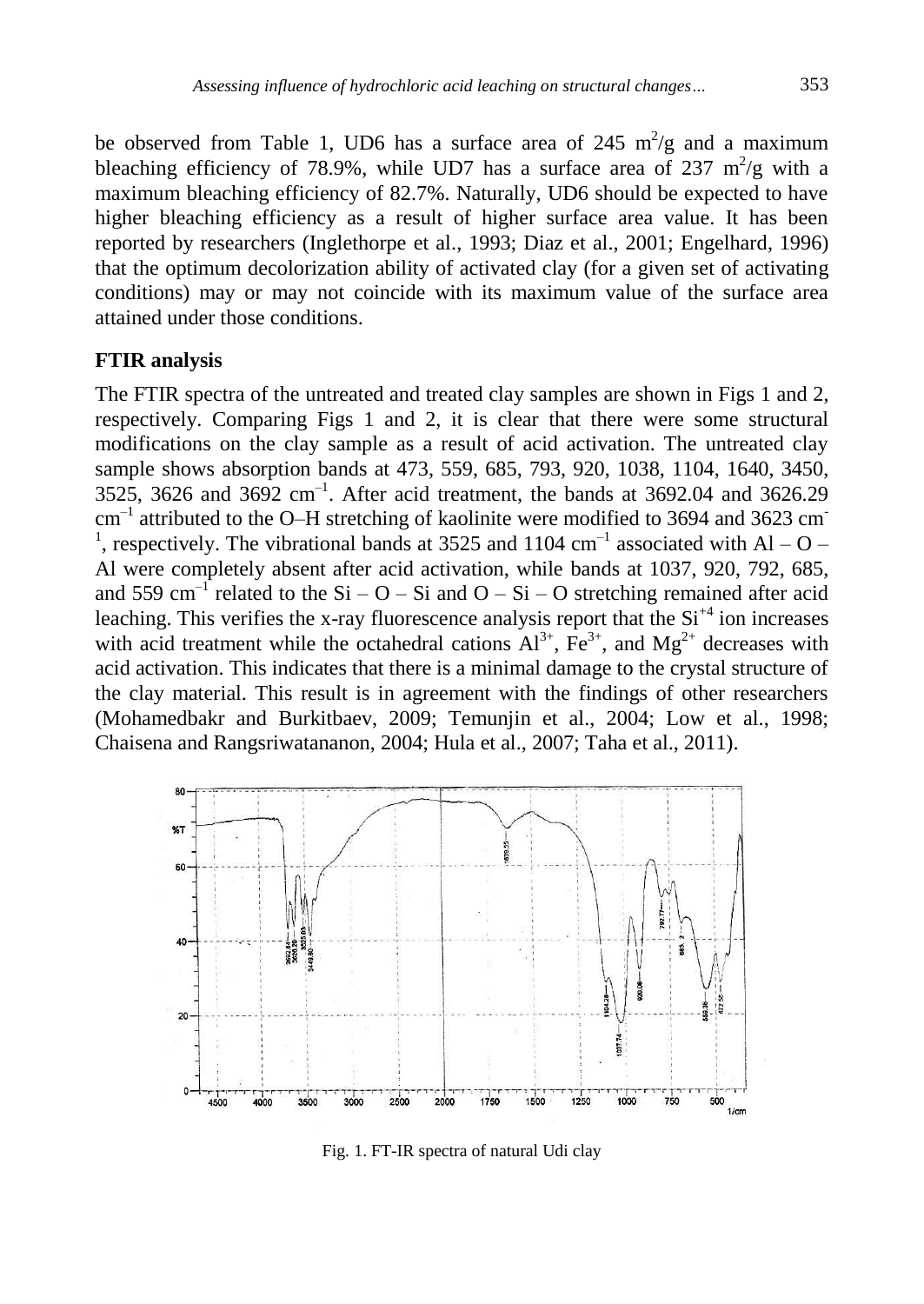be observed from Table 1, UD6 has a surface area of 245 $m^2/g$ and a maximum bleaching efficiency of 78.9%, while UD7 has a surface area of 237 $m^2/g$ with a maximum bleaching efficiency of 82.7%. Naturally, UD6 should be expected to have higher bleaching efficiency as a result of higher surface area value. It has been reported by researchers (Inglethorpe et al., 1993; Diaz et al., 2001; Engelhard, 1996) that the optimum decolorization ability of activated clay (for a given set of activating conditions) may or may not coincide with its maximum value of the surface area attained under those conditions.

**FTIR analysis**

The FTIR spectra of the untreated and treated clay samples are shown in Figs 1 and 2, respectively. Comparing Figs 1 and 2, it is clear that there were some structural modifications on the clay sample as a result of acid activation. The untreated clay sample shows absorption bands at 473, 559, 685, 793, 920, 1038, 1104, 1640, 3450, 3525, 3626 and 3692 $cm^{-1}$. After acid treatment, the bands at 3692.04 and 3626.29 $cm^{-1}$ attributed to the O–H stretching of kaolinite were modified to 3694 and 3623 $cm^{-1}$, respectively. The vibrational bands at 3525 and 1104 $cm^{-1}$ associated with Al – O – Al were completely absent after acid activation, while bands at 1037, 920, 792, 685, and 559 $cm^{-1}$ related to the Si – O – Si and O – Si – O stretching remained after acid leaching. This verifies the x-ray fluorescence analysis report that the $Si^{+4}$ ion increases with acid treatment while the octahedral cations $Al^{3+}$, $Fe^{3+}$, and $Mg^{2+}$ decreases with acid activation. This indicates that there is a minimal damage to the crystal structure of the clay material. This result is in agreement with the findings of other researchers (Mohamedbakr and Burkitbaev, 2009; Temunjin et al., 2004; Low et al., 1998; Chaisena and Rangsriwatananon, 2004; Hula et al., 2007; Taha et al., 2011).

Fig. 1. FT-IR spectra of natural Udi clay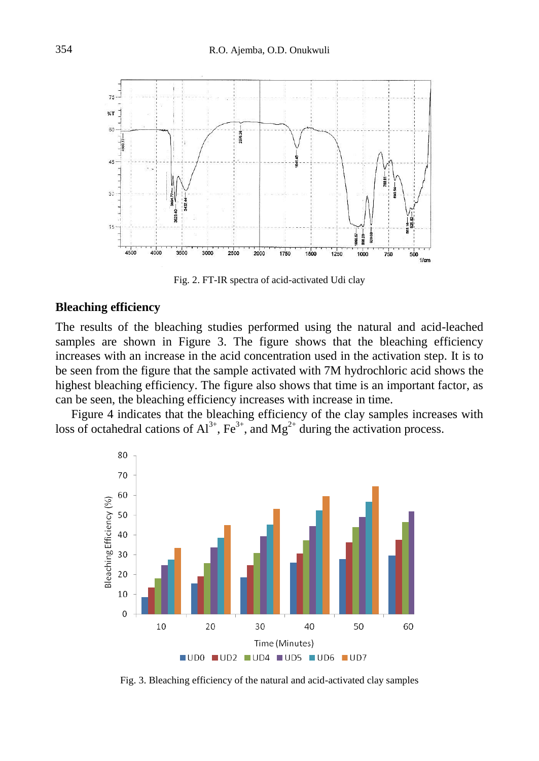Fig. 2. FT-IR spectra of acid-activated Udi clay

## Bleaching efficiency

The results of the bleaching studies performed using the natural and acid-leached samples are shown in Figure 3. The figure shows that the bleaching efficiency increases with an increase in the acid concentration used in the activation step. It is to be seen from the figure that the sample activated with 7M hydrochloric acid shows the highest bleaching efficiency. The figure also shows that time is an important factor, as can be seen, the bleaching efficiency increases with increase in time.

Figure 4 indicates that the bleaching efficiency of the clay samples increases with loss of octahedral cations of $Al^{3+}$, $Fe^{3+}$, and $Mg^{2+}$ during the activation process.

Fig. 3. Bleaching efficiency of the natural and acid-activated clay samples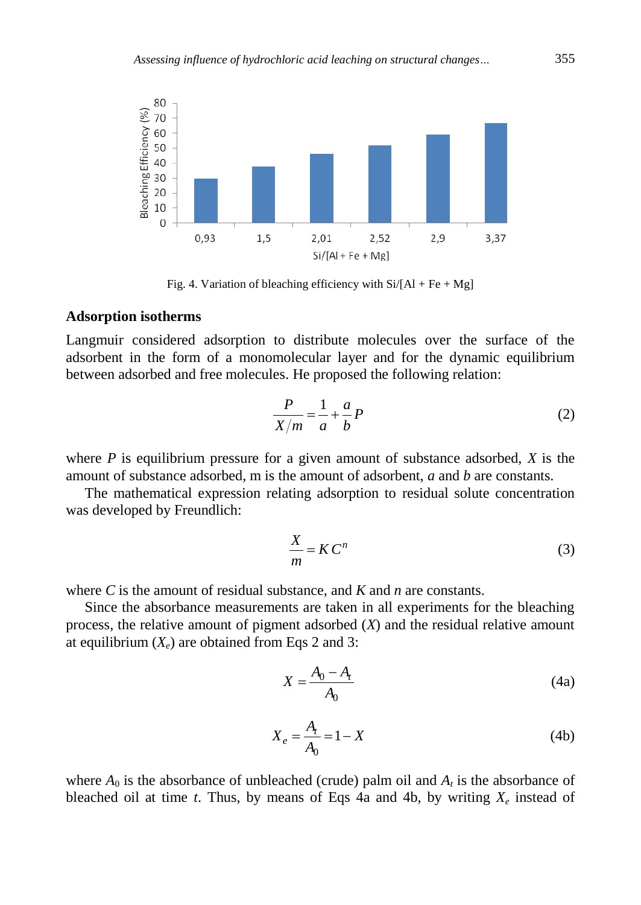Fig. 4. Variation of bleaching efficiency with Si/[Al + Fe + Mg]

## Adsorption isotherms

Langmuir considered adsorption to distribute molecules over the surface of the adsorbent in the form of a monomolecular layer and for the dynamic equilibrium between adsorbed and free molecules. He proposed the following relation:

$$\frac{P}{X/m} = \frac{1}{a} + \frac{a}{b}P \tag{2}$$

where $P$ is equilibrium pressure for a given amount of substance adsorbed, $X$ is the amount of substance adsorbed, m is the amount of adsorbent, $a$ and $b$ are constants.

The mathematical expression relating adsorption to residual solute concentration was developed by Freundlich:

$$\frac{X}{m} = K\,C^n \tag{3}$$

where $C$ is the amount of residual substance, and $K$ and $n$ are constants.

Since the absorbance measurements are taken in all experiments for the bleaching process, the relative amount of pigment adsorbed ($X$) and the residual relative amount at equilibrium ($X_e$) are obtained from Eqs 2 and 3:

$$X = \frac{A_0 - A_t}{A_0} \tag{4a}$$

$$X_e = \frac{A_t}{A_0} = 1 - X \tag{4b}$$

where $A_0$ is the absorbance of unbleached (crude) palm oil and $A_t$ is the absorbance of bleached oil at time $t$. Thus, by means of Eqs 4a and 4b, by writing $X_e$ instead of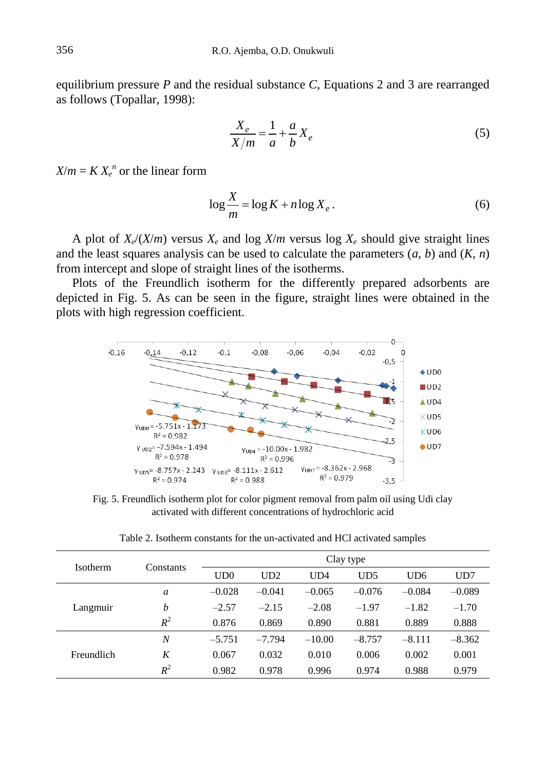equilibrium pressure $P$ and the residual substance $C$, Equations 2 and 3 are rearranged as follows (Topallar, 1998):

$$\frac{X_e}{X/m} = \frac{1}{a} + \frac{a}{b} X_e \tag{5}$$

$X/m = K X_e^n$ or the linear form

$$\log \frac{X}{m} = \log K + n \log X_e . \tag{6}$$

A plot of $X_e/(X/m)$ versus $X_e$ and log $X/m$ versus log $X_e$ should give straight lines and the least squares analysis can be used to calculate the parameters ($a$, $b$) and ($K$, $n$) from intercept and slope of straight lines of the isotherms.

Plots of the Freundlich isotherm for the differently prepared adsorbents are depicted in Fig. 5. As can be seen in the figure, straight lines were obtained in the plots with high regression coefficient.

Fig. 5. Freundlich isotherm plot for color pigment removal from palm oil using Udi clay activated with different concentrations of hydrochloric acid

Table 2. Isotherm constants for the un-activated and HCl activated samples

| Isotherm | Constants | Clay type | | | | | |
|---|---|---|---|---|---|---|---|
| | | UD0 | UD2 | UD4 | UD5 | UD6 | UD7 |
| Langmuir | $a$ | –0.028 | –0.041 | –0.065 | –0.076 | –0.084 | –0.089 |
| | $b$ | –2.57 | –2.15 | –2.08 | –1.97 | –1.82 | –1.70 |
| | $R^2$ | 0.876 | 0.869 | 0.890 | 0.881 | 0.889 | 0.888 |
| Freundlich | $N$ | –5.751 | –7.794 | –10.00 | –8.757 | –8.111 | –8.362 |
| | $K$ | 0.067 | 0.032 | 0.010 | 0.006 | 0.002 | 0.001 |
| | $R^2$ | 0.982 | 0.978 | 0.996 | 0.974 | 0.988 | 0.979 |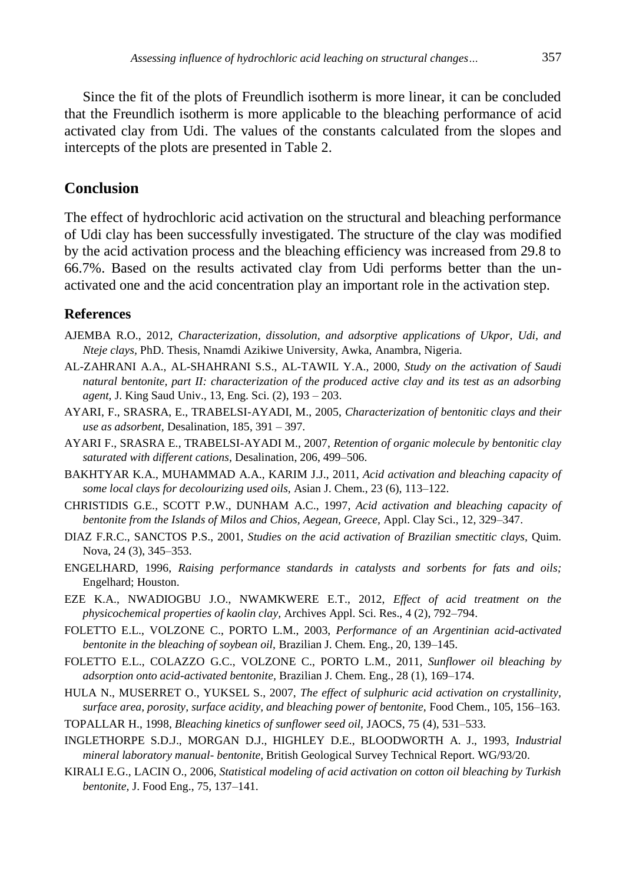Since the fit of the plots of Freundlich isotherm is more linear, it can be concluded that the Freundlich isotherm is more applicable to the bleaching performance of acid activated clay from Udi. The values of the constants calculated from the slopes and intercepts of the plots are presented in Table 2.

## Conclusion

The effect of hydrochloric acid activation on the structural and bleaching performance of Udi clay has been successfully investigated. The structure of the clay was modified by the acid activation process and the bleaching efficiency was increased from 29.8 to 66.7%. Based on the results activated clay from Udi performs better than the un-activated one and the acid concentration play an important role in the activation step.

### References

AJEMBA R.O., 2012, *Characterization, dissolution, and adsorptive applications of Ukpor, Udi, and Nteje clays,* PhD. Thesis, Nnamdi Azikiwe University, Awka, Anambra, Nigeria.

AL-ZAHRANI A.A., AL-SHAHRANI S.S., AL-TAWIL Y.A., 2000, *Study on the activation of Saudi natural bentonite, part II: characterization of the produced active clay and its test as an adsorbing agent,* J. King Saud Univ., 13, Eng. Sci. (2), 193 – 203.

AYARI, F., SRASRA, E., TRABELSI-AYADI, M., 2005, *Characterization of bentonitic clays and their use as adsorbent*, Desalination, 185, 391 – 397.

AYARI F., SRASRA E., TRABELSI-AYADI M., 2007, *Retention of organic molecule by bentonitic clay saturated with different cations,* Desalination, 206, 499–506.

BAKHTYAR K.A., MUHAMMAD A.A., KARIM J.J., 2011, *Acid activation and bleaching capacity of some local clays for decolourizing used oils,* Asian J. Chem., 23 (6), 113–122.

CHRISTIDIS G.E., SCOTT P.W., DUNHAM A.C., 1997, *Acid activation and bleaching capacity of bentonite from the Islands of Milos and Chios, Aegean, Greece,* Appl. Clay Sci., 12, 329–347.

DIAZ F.R.C., SANCTOS P.S., 2001, *Studies on the acid activation of Brazilian smectitic clays,* Quim. Nova, 24 (3), 345–353.

ENGELHARD, 1996, *Raising performance standards in catalysts and sorbents for fats and oils;* Engelhard; Houston.

EZE K.A., NWADIOGBU J.O., NWAMKWERE E.T., 2012, *Effect of acid treatment on the physicochemical properties of kaolin clay,* Archives Appl. Sci. Res., 4 (2), 792–794.

FOLETTO E.L., VOLZONE C., PORTO L.M., 2003, *Performance of an Argentinian acid-activated bentonite in the bleaching of soybean oil,* Brazilian J. Chem. Eng., 20, 139–145.

FOLETTO E.L., COLAZZO G.C., VOLZONE C., PORTO L.M., 2011, *Sunflower oil bleaching by adsorption onto acid-activated bentonite,* Brazilian J. Chem. Eng., 28 (1), 169–174.

HULA N., MUSERRET O., YUKSEL S., 2007, *The effect of sulphuric acid activation on crystallinity, surface area, porosity, surface acidity, and bleaching power of bentonite,* Food Chem., 105, 156–163.

TOPALLAR H., 1998, *Bleaching kinetics of sunflower seed oil*, JAOCS, 75 (4), 531–533.

INGLETHORPE S.D.J., MORGAN D.J., HIGHLEY D.E., BLOODWORTH A. J., 1993, *Industrial mineral laboratory manual- bentonite,* British Geological Survey Technical Report. WG/93/20.

KIRALI E.G., LACIN O., 2006, *Statistical modeling of acid activation on cotton oil bleaching by Turkish bentonite,* J. Food Eng., 75, 137–141.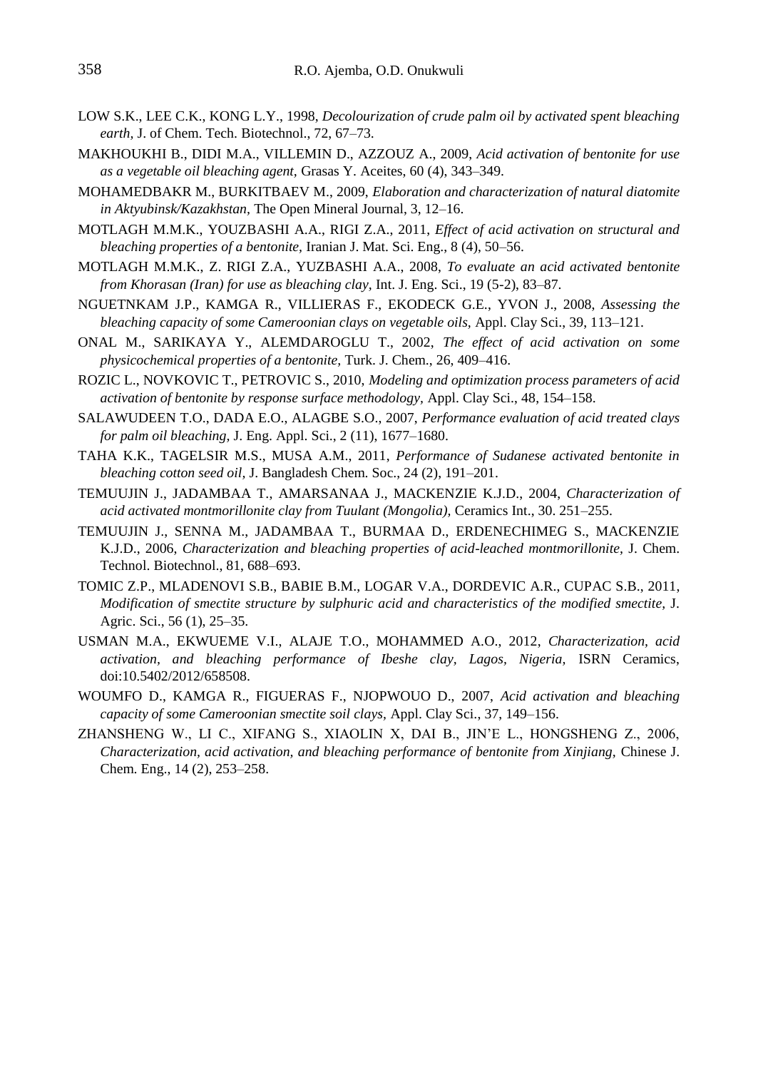LOW S.K., LEE C.K., KONG L.Y., 1998, *Decolourization of crude palm oil by activated spent bleaching earth*, J. of Chem. Tech. Biotechnol., 72, 67–73.

MAKHOUKHI B., DIDI M.A., VILLEMIN D., AZZOUZ A., 2009, *Acid activation of bentonite for use as a vegetable oil bleaching agent*, Grasas Y. Aceites, 60 (4), 343–349.

MOHAMEDBAKR M., BURKITBAEV M., 2009, *Elaboration and characterization of natural diatomite in Aktyubinsk/Kazakhstan,* The Open Mineral Journal, 3, 12–16.

MOTLAGH M.M.K., YOUZBASHI A.A., RIGI Z.A., 2011, *Effect of acid activation on structural and bleaching properties of a bentonite*, Iranian J. Mat. Sci. Eng., 8 (4), 50–56.

MOTLAGH M.M.K., Z. RIGI Z.A., YUZBASHI A.A., 2008, *To evaluate an acid activated bentonite from Khorasan (Iran) for use as bleaching clay*, Int. J. Eng. Sci., 19 (5-2), 83–87.

NGUETNKAM J.P., KAMGA R., VILLIERAS F., EKODECK G.E., YVON J., 2008, *Assessing the bleaching capacity of some Cameroonian clays on vegetable oils*, Appl. Clay Sci., 39, 113–121.

ONAL M., SARIKAYA Y., ALEMDAROGLU T., 2002, *The effect of acid activation on some physicochemical properties of a bentonite*, Turk. J. Chem., 26, 409–416.

ROZIC L., NOVKOVIC T., PETROVIC S., 2010, *Modeling and optimization process parameters of acid activation of bentonite by response surface methodology*, Appl. Clay Sci., 48, 154–158.

SALAWUDEEN T.O., DADA E.O., ALAGBE S.O., 2007, *Performance evaluation of acid treated clays for palm oil bleaching*, J. Eng. Appl. Sci., 2 (11), 1677–1680.

TAHA K.K., TAGELSIR M.S., MUSA A.M., 2011, *Performance of Sudanese activated bentonite in bleaching cotton seed oil*, J. Bangladesh Chem. Soc., 24 (2), 191–201.

TEMUUJIN J., JADAMBAA T., AMARSANAA J., MACKENZIE K.J.D., 2004, *Characterization of acid activated montmorillonite clay from Tuulant (Mongolia)*, Ceramics Int., 30. 251–255.

TEMUUJIN J., SENNA M., JADAMBAA T., BURMAA D., ERDENECHIMEG S., MACKENZIE K.J.D., 2006, *Characterization and bleaching properties of acid-leached montmorillonite*, J. Chem. Technol. Biotechnol., 81, 688–693.

TOMIC Z.P., MLADENOVI S.B., BABIE B.M., LOGAR V.A., DORDEVIC A.R., CUPAC S.B., 2011, *Modification of smectite structure by sulphuric acid and characteristics of the modified smectite*, J. Agric. Sci., 56 (1), 25–35.

USMAN M.A., EKWUEME V.I., ALAJE T.O., MOHAMMED A.O., 2012, *Characterization, acid activation, and bleaching performance of Ibeshe clay, Lagos, Nigeria*, ISRN Ceramics, doi:10.5402/2012/658508.

WOUMFO D., KAMGA R., FIGUERAS F., NJOPWOUO D., 2007, *Acid activation and bleaching capacity of some Cameroonian smectite soil clays*, Appl. Clay Sci., 37, 149–156.

ZHANSHENG W., LI C., XIFANG S., XIAOLIN X, DAI B., JIN'E L., HONGSHENG Z., 2006, *Characterization, acid activation, and bleaching performance of bentonite from Xinjiang*, Chinese J. Chem. Eng., 14 (2), 253–258.